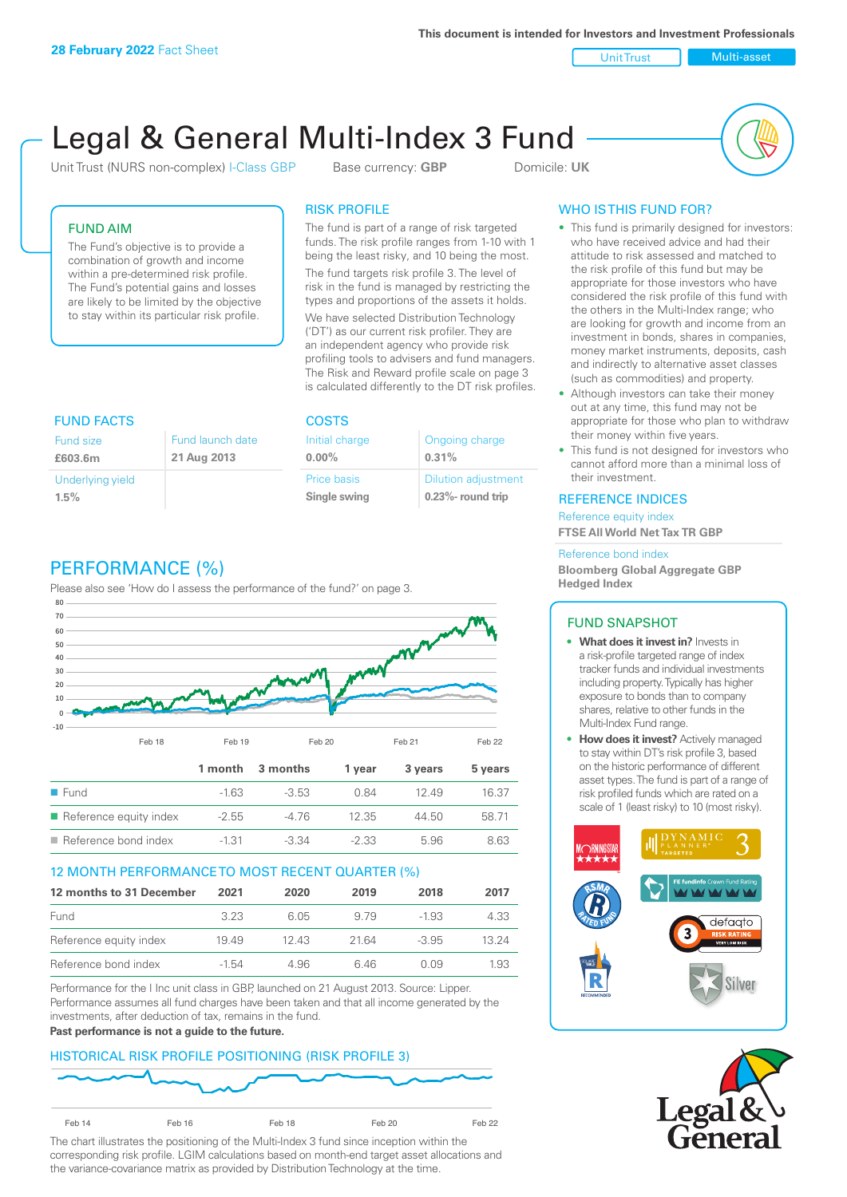28 February 2022 Fact Sheet

This document is intended for Investors and Investment Professionals

Unit Trust | Multi-asset

# Legal & General Multi-Index 3 Fund

Unit Trust (NURS non-complex) I-Class GBP    Base currency: **GBP**    Domicile: **UK**

## FUND AIM

The Fund's objective is to provide a combination of growth and income within a pre-determined risk profile. The Fund's potential gains and losses are likely to be limited by the objective to stay within its particular risk profile.

## RISK PROFILE

The fund is part of a range of risk targeted funds. The risk profile ranges from 1-10 with 1 being the least risky, and 10 being the most.

The fund targets risk profile 3. The level of risk in the fund is managed by restricting the types and proportions of the assets it holds.

We have selected Distribution Technology ('DT') as our current risk profiler. They are an independent agency who provide risk profiling tools to advisers and fund managers. The Risk and Reward profile scale on page 3 is calculated differently to the DT risk profiles.

## WHO IS THIS FUND FOR?

- This fund is primarily designed for investors: who have received advice and had their attitude to risk assessed and matched to the risk profile of this fund but may be appropriate for those investors who have considered the risk profile of this fund with the others in the Multi-Index range; who are looking for growth and income from an investment in bonds, shares in companies, money market instruments, deposits, cash and indirectly to alternative asset classes (such as commodities) and property.
- Although investors can take their money out at any time, this fund may not be appropriate for those who plan to withdraw their money within five years.
- This fund is not designed for investors who cannot afford more than a minimal loss of their investment.

## FUND FACTS

| Fund size | Fund launch date |
|---|---|
| **£603.6m** | **21 Aug 2013** |
| Underlying yield | |
| **1.5%** | |

## COSTS

| Initial charge | Ongoing charge |
|---|---|
| **0.00%** | **0.31%** |
| Price basis | Dilution adjustment |
| **Single swing** | **0.23%- round trip** |

## REFERENCE INDICES

Reference equity index
**FTSE All World Net Tax TR GBP**

Reference bond index
**Bloomberg Global Aggregate GBP Hedged Index**

## PERFORMANCE (%)

Please also see 'How do I assess the performance of the fund?' on page 3.

80
70
60
50
40
30
20
10
0
-10
Feb 18
Feb 19
Feb 20
Feb 21
Feb 22

| | 1 month | 3 months | 1 year | 3 years | 5 years |
|---|---|---|---|---|---|
| Fund | -1.63 | -3.53 | 0.84 | 12.49 | 16.37 |
| Reference equity index | -2.55 | -4.76 | 12.35 | 44.50 | 58.71 |
| Reference bond index | -1.31 | -3.34 | -2.33 | 5.96 | 8.63 |

## 12 MONTH PERFORMANCE TO MOST RECENT QUARTER (%)

| 12 months to 31 December | 2021 | 2020 | 2019 | 2018 | 2017 |
|---|---|---|---|---|---|
| Fund | 3.23 | 6.05 | 9.79 | -1.93 | 4.33 |
| Reference equity index | 19.49 | 12.43 | 21.64 | -3.95 | 13.24 |
| Reference bond index | -1.54 | 4.96 | 6.46 | 0.09 | 1.93 |

Performance for the I Inc unit class in GBP, launched on 21 August 2013. Source: Lipper. Performance assumes all fund charges have been taken and that all income generated by the investments, after deduction of tax, remains in the fund.
**Past performance is not a guide to the future.**

## HISTORICAL RISK PROFILE POSITIONING (RISK PROFILE 3)

Feb 14
Feb 16
Feb 18
Feb 20
Feb 22

The chart illustrates the positioning of the Multi-Index 3 fund since inception within the corresponding risk profile. LGIM calculations based on month-end target asset allocations and the variance-covariance matrix as provided by Distribution Technology at the time.

## FUND SNAPSHOT

- **What does it invest in?** Invests in a risk-profile targeted range of index tracker funds and individual investments including property. Typically has higher exposure to bonds than to company shares, relative to other funds in the Multi-Index Fund range.
- **How does it invest?** Actively managed to stay within DT's risk profile 3, based on the historic performance of different asset types. The fund is part of a range of risk profiled funds which are rated on a scale of 1 (least risky) to 10 (most risky).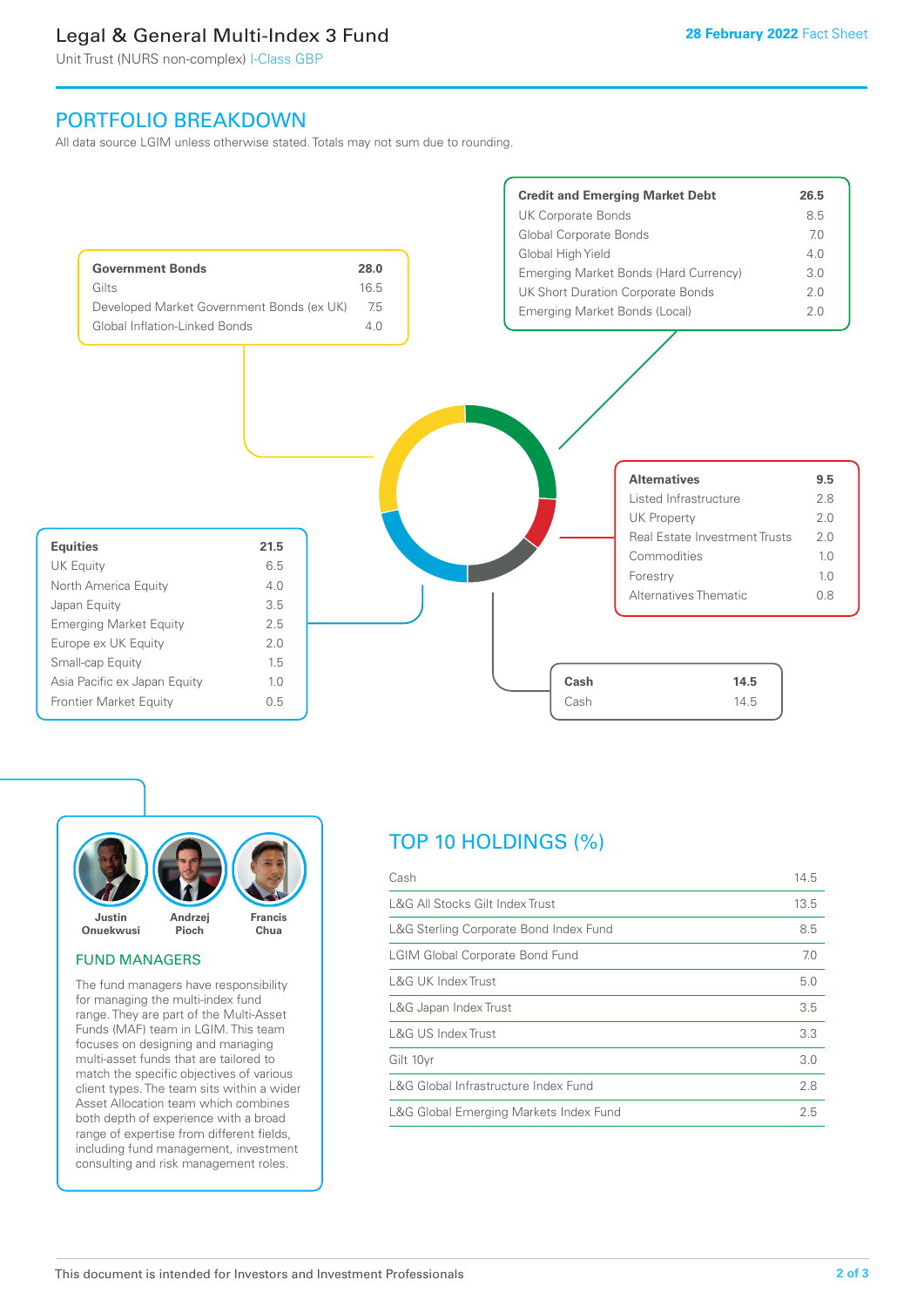# Legal & General Multi-Index 3 Fund

Unit Trust (NURS non-complex) I-Class GBP

28 February 2022 Fact Sheet

## PORTFOLIO BREAKDOWN

All data source LGIM unless otherwise stated. Totals may not sum due to rounding.

| Government Bonds | 28.0 |
|---|---|
| Gilts | 16.5 |
| Developed Market Government Bonds (ex UK) | 7.5 |
| Global Inflation-Linked Bonds | 4.0 |

| Credit and Emerging Market Debt | 26.5 |
|---|---|
| UK Corporate Bonds | 8.5 |
| Global Corporate Bonds | 7.0 |
| Global High Yield | 4.0 |
| Emerging Market Bonds (Hard Currency) | 3.0 |
| UK Short Duration Corporate Bonds | 2.0 |
| Emerging Market Bonds (Local) | 2.0 |

| Alternatives | 9.5 |
|---|---|
| Listed Infrastructure | 2.8 |
| UK Property | 2.0 |
| Real Estate Investment Trusts | 2.0 |
| Commodities | 1.0 |
| Forestry | 1.0 |
| Alternatives Thematic | 0.8 |

| Equities | 21.5 |
|---|---|
| UK Equity | 6.5 |
| North America Equity | 4.0 |
| Japan Equity | 3.5 |
| Emerging Market Equity | 2.5 |
| Europe ex UK Equity | 2.0 |
| Small-cap Equity | 1.5 |
| Asia Pacific ex Japan Equity | 1.0 |
| Frontier Market Equity | 0.5 |

| Cash | 14.5 |
|---|---|
| Cash | 14.5 |

Justin Onuekwusi, Andrzej Pioch, Francis Chua

## FUND MANAGERS

The fund managers have responsibility for managing the multi-index fund range. They are part of the Multi-Asset Funds (MAF) team in LGIM. This team focuses on designing and managing multi-asset funds that are tailored to match the specific objectives of various client types. The team sits within a wider Asset Allocation team which combines both depth of experience with a broad range of expertise from different fields, including fund management, investment consulting and risk management roles.

## TOP 10 HOLDINGS (%)

| Holding | % |
|---|---|
| Cash | 14.5 |
| L&G All Stocks Gilt Index Trust | 13.5 |
| L&G Sterling Corporate Bond Index Fund | 8.5 |
| LGIM Global Corporate Bond Fund | 7.0 |
| L&G UK Index Trust | 5.0 |
| L&G Japan Index Trust | 3.5 |
| L&G US Index Trust | 3.3 |
| Gilt 10yr | 3.0 |
| L&G Global Infrastructure Index Fund | 2.8 |
| L&G Global Emerging Markets Index Fund | 2.5 |

This document is intended for Investors and Investment Professionals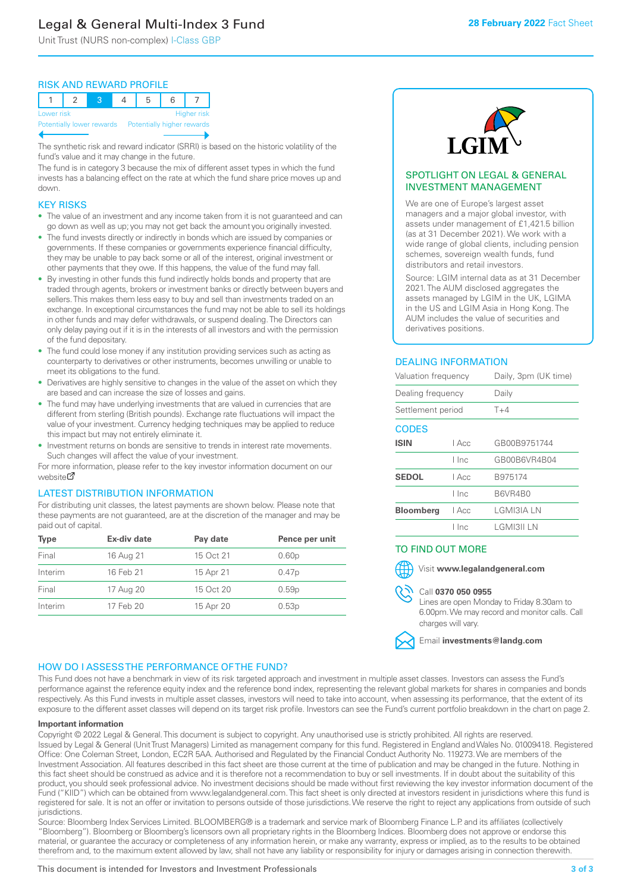# Legal & General Multi-Index 3 Fund

Unit Trust (NURS non-complex) I-Class GBP

**28 February 2022** Fact Sheet

## RISK AND REWARD PROFILE

| 1 | 2 | 3 | 4 | 5 | 6 | 7 |
|---|---|---|---|---|---|---|

Lower risk — Higher risk

Potentially lower rewards — Potentially higher rewards

The synthetic risk and reward indicator (SRRI) is based on the historic volatility of the fund's value and it may change in the future.

The fund is in category 3 because the mix of different asset types in which the fund invests has a balancing effect on the rate at which the fund share price moves up and down.

## KEY RISKS

- The value of an investment and any income taken from it is not guaranteed and can go down as well as up; you may not get back the amount you originally invested.
- The fund invests directly or indirectly in bonds which are issued by companies or governments. If these companies or governments experience financial difficulty, they may be unable to pay back some or all of the interest, original investment or other payments that they owe. If this happens, the value of the fund may fall.
- By investing in other funds this fund indirectly holds bonds and property that are traded through agents, brokers or investment banks or directly between buyers and sellers. This makes them less easy to buy and sell than investments traded on an exchange. In exceptional circumstances the fund may not be able to sell its holdings in other funds and may defer withdrawals, or suspend dealing. The Directors can only delay paying out if it is in the interests of all investors and with the permission of the fund depositary.
- The fund could lose money if any institution providing services such as acting as counterparty to derivatives or other instruments, becomes unwilling or unable to meet its obligations to the fund.
- Derivatives are highly sensitive to changes in the value of the asset on which they are based and can increase the size of losses and gains.
- The fund may have underlying investments that are valued in currencies that are different from sterling (British pounds). Exchange rate fluctuations will impact the value of your investment. Currency hedging techniques may be applied to reduce this impact but may not entirely eliminate it.
- Investment returns on bonds are sensitive to trends in interest rate movements. Such changes will affect the value of your investment.

For more information, please refer to the key investor information document on our website

## LATEST DISTRIBUTION INFORMATION

For distributing unit classes, the latest payments are shown below. Please note that these payments are not guaranteed, are at the discretion of the manager and may be paid out of capital.

| Type | Ex-div date | Pay date | Pence per unit |
|---|---|---|---|
| Final | 16 Aug 21 | 15 Oct 21 | 0.60p |
| Interim | 16 Feb 21 | 15 Apr 21 | 0.47p |
| Final | 17 Aug 20 | 15 Oct 20 | 0.59p |
| Interim | 17 Feb 20 | 15 Apr 20 | 0.53p |

LGIM

## SPOTLIGHT ON LEGAL & GENERAL INVESTMENT MANAGEMENT

We are one of Europe's largest asset managers and a major global investor, with assets under management of £1,421.5 billion (as at 31 December 2021). We work with a wide range of global clients, including pension schemes, sovereign wealth funds, fund distributors and retail investors.

Source: LGIM internal data as at 31 December 2021. The AUM disclosed aggregates the assets managed by LGIM in the UK, LGIMA in the US and LGIM Asia in Hong Kong. The AUM includes the value of securities and derivatives positions.

## DEALING INFORMATION

| | |
|---|---|
| Valuation frequency | Daily, 3pm (UK time) |
| Dealing frequency | Daily |
| Settlement period | T+4 |

## CODES

| | | |
|---|---|---|
| **ISIN** | I Acc | GB00B9751744 |
| | I Inc | GB00B6VR4B04 |
| **SEDOL** | I Acc | B975174 |
| | I Inc | B6VR4B0 |
| **Bloomberg** | I Acc | LGMI3IA LN |
| | I Inc | LGMI3II LN |

## TO FIND OUT MORE

Visit **www.legalandgeneral.com**

Call **0370 050 0955**
Lines are open Monday to Friday 8.30am to 6.00pm. We may record and monitor calls. Call charges will vary.

Email **investments@landg.com**

## HOW DO I ASSESS THE PERFORMANCE OF THE FUND?

This Fund does not have a benchmark in view of its risk targeted approach and investment in multiple asset classes. Investors can assess the Fund's performance against the reference equity index and the reference bond index, representing the relevant global markets for shares in companies and bonds respectively. As this Fund invests in multiple asset classes, investors will need to take into account, when assessing its performance, that the extent of its exposure to the different asset classes will depend on its target risk profile. Investors can see the Fund's current portfolio breakdown in the chart on page 2.

### Important information

Copyright © 2022 Legal & General. This document is subject to copyright. Any unauthorised use is strictly prohibited. All rights are reserved.
Issued by Legal & General (Unit Trust Managers) Limited as management company for this fund. Registered in England and Wales No. 01009418. Registered Office: One Coleman Street, London, EC2R 5AA. Authorised and Regulated by the Financial Conduct Authority No. 119273. We are members of the Investment Association. All features described in this fact sheet are those current at the time of publication and may be changed in the future. Nothing in this fact sheet should be construed as advice and it is therefore not a recommendation to buy or sell investments. If in doubt about the suitability of this product, you should seek professional advice. No investment decisions should be made without first reviewing the key investor information document of the Fund ("KIID") which can be obtained from www.legalandgeneral.com. This fact sheet is only directed at investors resident in jurisdictions where this fund is registered for sale. It is not an offer or invitation to persons outside of those jurisdictions. We reserve the right to reject any applications from outside of such jurisdictions.
Source: Bloomberg Index Services Limited. BLOOMBERG® is a trademark and service mark of Bloomberg Finance L.P. and its affiliates (collectively "Bloomberg"). Bloomberg or Bloomberg's licensors own all proprietary rights in the Bloomberg Indices. Bloomberg does not approve or endorse this material, or guarantee the accuracy or completeness of any information herein, or make any warranty, express or implied, as to the results to be obtained therefrom and, to the maximum extent allowed by law, shall not have any liability or responsibility for injury or damages arising in connection therewith.

This document is intended for Investors and Investment Professionals